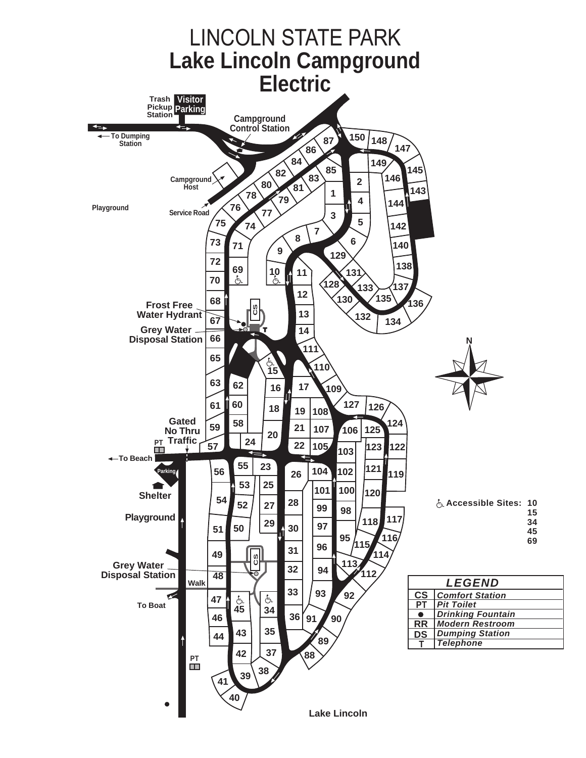# LINCOLN STATE PARK

## Lake Lincoln Campground

## Electric

Trash Pickup Station

Visitor Parking

Campground Control Station

To Dumping Station

Campground Host

Playground

Service Road

Frost Free Water Hydrant

Grey Water Disposal Station

Gated No Thru Traffic

PT

To Beach

Parking

Shelter

Playground

Grey Water Disposal Station

Walk

To Boat

PT

Lake Lincoln

N

♿ Accessible Sites: 10, 15, 34, 45, 69

| LEGEND | |
|---|---|
| CS | *Comfort Station* |
| PT | *Pit Toilet* |
| ● | *Drinking Fountain* |
| RR | *Modern Restroom* |
| DS | *Dumping Station* |
| T | *Telephone* |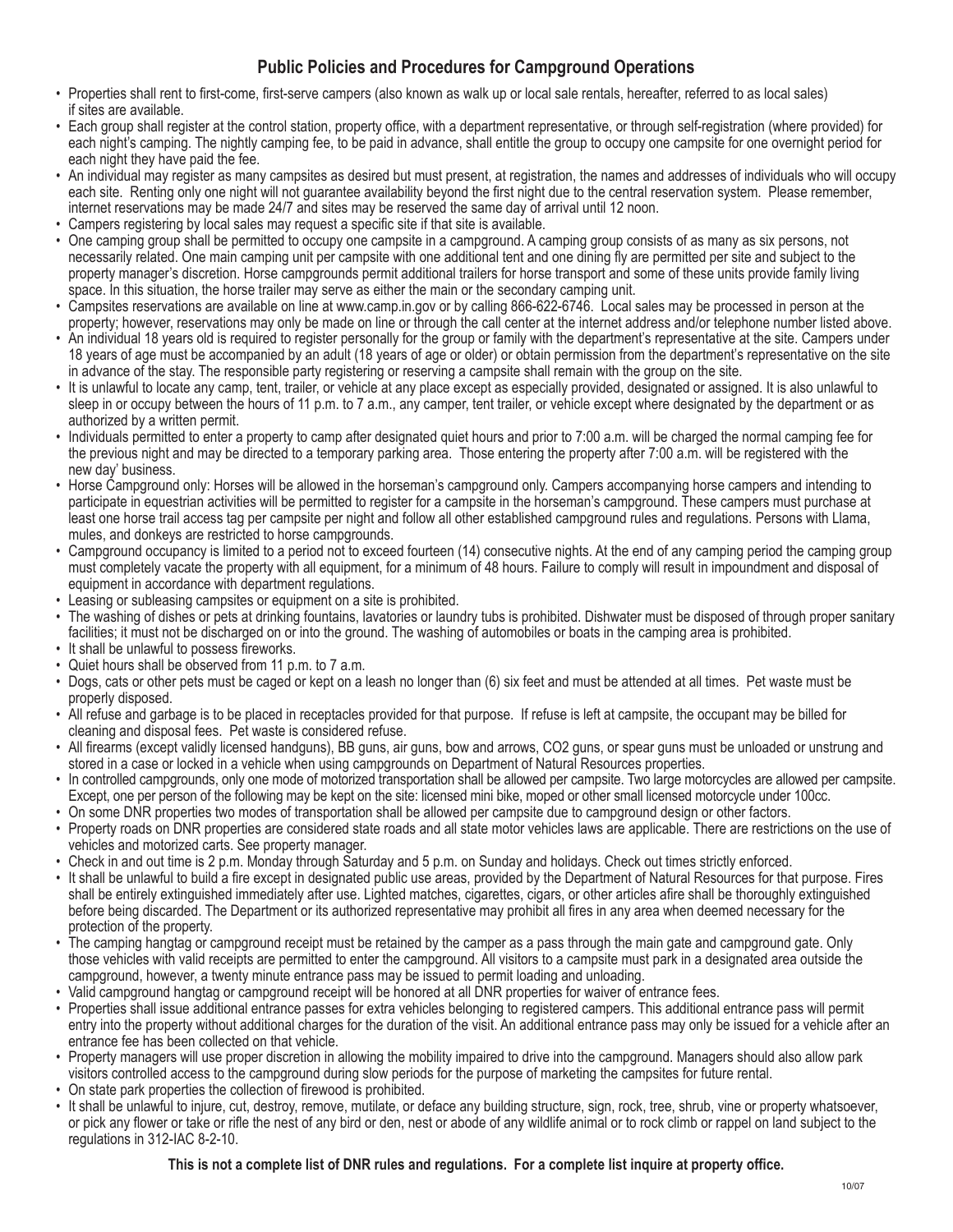## Public Policies and Procedures for Campground Operations

- Properties shall rent to first-come, first-serve campers (also known as walk up or local sale rentals, hereafter, referred to as local sales) if sites are available.
- Each group shall register at the control station, property office, with a department representative, or through self-registration (where provided) for each night's camping. The nightly camping fee, to be paid in advance, shall entitle the group to occupy one campsite for one overnight period for each night they have paid the fee.
- An individual may register as many campsites as desired but must present, at registration, the names and addresses of individuals who will occupy each site. Renting only one night will not guarantee availability beyond the first night due to the central reservation system. Please remember, internet reservations may be made 24/7 and sites may be reserved the same day of arrival until 12 noon.
- Campers registering by local sales may request a specific site if that site is available.
- One camping group shall be permitted to occupy one campsite in a campground. A camping group consists of as many as six persons, not necessarily related. One main camping unit per campsite with one additional tent and one dining fly are permitted per site and subject to the property manager's discretion. Horse campgrounds permit additional trailers for horse transport and some of these units provide family living space. In this situation, the horse trailer may serve as either the main or the secondary camping unit.
- Campsites reservations are available on line at www.camp.in.gov or by calling 866-622-6746. Local sales may be processed in person at the property; however, reservations may only be made on line or through the call center at the internet address and/or telephone number listed above.
- An individual 18 years old is required to register personally for the group or family with the department's representative at the site. Campers under 18 years of age must be accompanied by an adult (18 years of age or older) or obtain permission from the department's representative on the site in advance of the stay. The responsible party registering or reserving a campsite shall remain with the group on the site.
- It is unlawful to locate any camp, tent, trailer, or vehicle at any place except as especially provided, designated or assigned. It is also unlawful to sleep in or occupy between the hours of 11 p.m. to 7 a.m., any camper, tent trailer, or vehicle except where designated by the department or as authorized by a written permit.
- Individuals permitted to enter a property to camp after designated quiet hours and prior to 7:00 a.m. will be charged the normal camping fee for the previous night and may be directed to a temporary parking area. Those entering the property after 7:00 a.m. will be registered with the new day' business.
- Horse Campground only: Horses will be allowed in the horseman's campground only. Campers accompanying horse campers and intending to participate in equestrian activities will be permitted to register for a campsite in the horseman's campground. These campers must purchase at least one horse trail access tag per campsite per night and follow all other established campground rules and regulations. Persons with Llama, mules, and donkeys are restricted to horse campgrounds.
- Campground occupancy is limited to a period not to exceed fourteen (14) consecutive nights. At the end of any camping period the camping group must completely vacate the property with all equipment, for a minimum of 48 hours. Failure to comply will result in impoundment and disposal of equipment in accordance with department regulations.
- Leasing or subleasing campsites or equipment on a site is prohibited.
- The washing of dishes or pets at drinking fountains, lavatories or laundry tubs is prohibited. Dishwater must be disposed of through proper sanitary facilities; it must not be discharged on or into the ground. The washing of automobiles or boats in the camping area is prohibited.
- It shall be unlawful to possess fireworks.
- Quiet hours shall be observed from 11 p.m. to 7 a.m.
- Dogs, cats or other pets must be caged or kept on a leash no longer than (6) six feet and must be attended at all times. Pet waste must be properly disposed.
- All refuse and garbage is to be placed in receptacles provided for that purpose. If refuse is left at campsite, the occupant may be billed for cleaning and disposal fees. Pet waste is considered refuse.
- All firearms (except validly licensed handguns), BB guns, air guns, bow and arrows, CO2 guns, or spear guns must be unloaded or unstrung and stored in a case or locked in a vehicle when using campgrounds on Department of Natural Resources properties.
- In controlled campgrounds, only one mode of motorized transportation shall be allowed per campsite. Two large motorcycles are allowed per campsite. Except, one per person of the following may be kept on the site: licensed mini bike, moped or other small licensed motorcycle under 100cc.
- On some DNR properties two modes of transportation shall be allowed per campsite due to campground design or other factors.
- Property roads on DNR properties are considered state roads and all state motor vehicles laws are applicable. There are restrictions on the use of vehicles and motorized carts. See property manager.
- Check in and out time is 2 p.m. Monday through Saturday and 5 p.m. on Sunday and holidays. Check out times strictly enforced.
- It shall be unlawful to build a fire except in designated public use areas, provided by the Department of Natural Resources for that purpose. Fires shall be entirely extinguished immediately after use. Lighted matches, cigarettes, cigars, or other articles afire shall be thoroughly extinguished before being discarded. The Department or its authorized representative may prohibit all fires in any area when deemed necessary for the protection of the property.
- The camping hangtag or campground receipt must be retained by the camper as a pass through the main gate and campground gate. Only those vehicles with valid receipts are permitted to enter the campground. All visitors to a campsite must park in a designated area outside the campground, however, a twenty minute entrance pass may be issued to permit loading and unloading.
- Valid campground hangtag or campground receipt will be honored at all DNR properties for waiver of entrance fees.
- Properties shall issue additional entrance passes for extra vehicles belonging to registered campers. This additional entrance pass will permit entry into the property without additional charges for the duration of the visit. An additional entrance pass may only be issued for a vehicle after an entrance fee has been collected on that vehicle.
- Property managers will use proper discretion in allowing the mobility impaired to drive into the campground. Managers should also allow park visitors controlled access to the campground during slow periods for the purpose of marketing the campsites for future rental.
- On state park properties the collection of firewood is prohibited.
- It shall be unlawful to injure, cut, destroy, remove, mutilate, or deface any building structure, sign, rock, tree, shrub, vine or property whatsoever, or pick any flower or take or rifle the nest of any bird or den, nest or abode of any wildlife animal or to rock climb or rappel on land subject to the regulations in 312-IAC 8-2-10.

**This is not a complete list of DNR rules and regulations. For a complete list inquire at property office.**

10/07